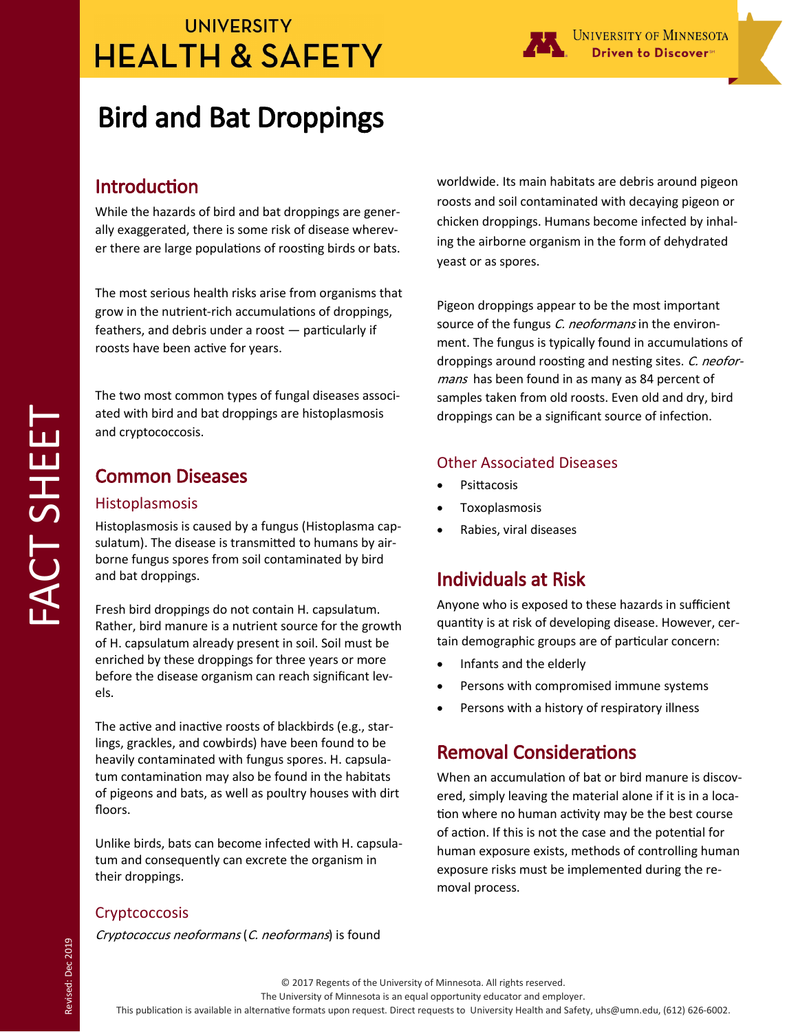# Bird and Bat Droppings

## Introduction

While the hazards of bird and bat droppings are generally exaggerated, there is some risk of disease wherever there are large populations of roosting birds or bats.

The most serious health risks arise from organisms that grow in the nutrient-rich accumulations of droppings, feathers, and debris under a roost — particularly if roosts have been active for years.

The two most common types of fungal diseases associated with bird and bat droppings are histoplasmosis and cryptococcosis.

## Common Diseases

### Histoplasmosis

Histoplasmosis is caused by a fungus (Histoplasma capsulatum). The disease is transmitted to humans by airborne fungus spores from soil contaminated by bird and bat droppings.

Fresh bird droppings do not contain H. capsulatum. Rather, bird manure is a nutrient source for the growth of H. capsulatum already present in soil. Soil must be enriched by these droppings for three years or more before the disease organism can reach significant levels.

The active and inactive roosts of blackbirds (e.g., starlings, grackles, and cowbirds) have been found to be heavily contaminated with fungus spores. H. capsulatum contamination may also be found in the habitats of pigeons and bats, as well as poultry houses with dirt floors.

Unlike birds, bats can become infected with H. capsulatum and consequently can excrete the organism in their droppings.

### Cryptcoccosis

*Cryptococcus neoformans* (*C. neoformans*) is found worldwide. Its main habitats are debris around pigeon roosts and soil contaminated with decaying pigeon or chicken droppings. Humans become infected by inhaling the airborne organism in the form of dehydrated yeast or as spores.

Pigeon droppings appear to be the most important source of the fungus *C. neoformans* in the environment. The fungus is typically found in accumulations of droppings around roosting and nesting sites. *C. neoformans* has been found in as many as 84 percent of samples taken from old roosts. Even old and dry, bird droppings can be a significant source of infection.

### Other Associated Diseases

- Psittacosis
- Toxoplasmosis
- Rabies, viral diseases

## Individuals at Risk

Anyone who is exposed to these hazards in sufficient quantity is at risk of developing disease. However, certain demographic groups are of particular concern:

- Infants and the elderly
- Persons with compromised immune systems
- Persons with a history of respiratory illness

## Removal Considerations

When an accumulation of bat or bird manure is discovered, simply leaving the material alone if it is in a location where no human activity may be the best course of action. If this is not the case and the potential for human exposure exists, methods of controlling human exposure risks must be implemented during the removal process.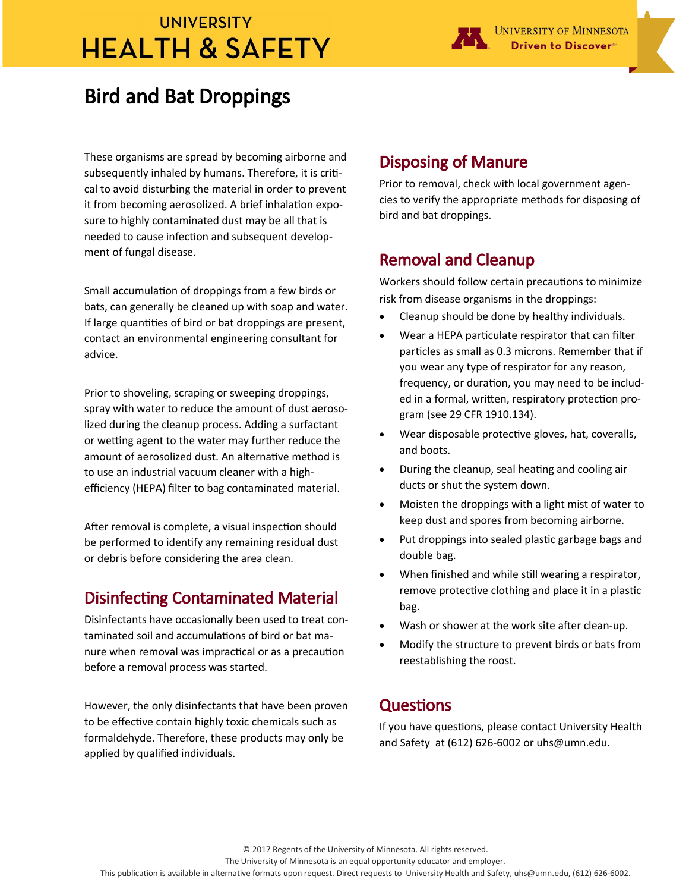# Bird and Bat Droppings

These organisms are spread by becoming airborne and subsequently inhaled by humans. Therefore, it is critical to avoid disturbing the material in order to prevent it from becoming aerosolized. A brief inhalation exposure to highly contaminated dust may be all that is needed to cause infection and subsequent development of fungal disease.

Small accumulation of droppings from a few birds or bats, can generally be cleaned up with soap and water. If large quantities of bird or bat droppings are present, contact an environmental engineering consultant for advice.

Prior to shoveling, scraping or sweeping droppings, spray with water to reduce the amount of dust aerosolized during the cleanup process. Adding a surfactant or wetting agent to the water may further reduce the amount of aerosolized dust. An alternative method is to use an industrial vacuum cleaner with a high-efficiency (HEPA) filter to bag contaminated material.

After removal is complete, a visual inspection should be performed to identify any remaining residual dust or debris before considering the area clean.

## Disinfecting Contaminated Material

Disinfectants have occasionally been used to treat contaminated soil and accumulations of bird or bat manure when removal was impractical or as a precaution before a removal process was started.

However, the only disinfectants that have been proven to be effective contain highly toxic chemicals such as formaldehyde. Therefore, these products may only be applied by qualified individuals.

## Disposing of Manure

Prior to removal, check with local government agencies to verify the appropriate methods for disposing of bird and bat droppings.

## Removal and Cleanup

Workers should follow certain precautions to minimize risk from disease organisms in the droppings:

- Cleanup should be done by healthy individuals.
- Wear a HEPA particulate respirator that can filter particles as small as 0.3 microns. Remember that if you wear any type of respirator for any reason, frequency, or duration, you may need to be included in a formal, written, respiratory protection program (see 29 CFR 1910.134).
- Wear disposable protective gloves, hat, coveralls, and boots.
- During the cleanup, seal heating and cooling air ducts or shut the system down.
- Moisten the droppings with a light mist of water to keep dust and spores from becoming airborne.
- Put droppings into sealed plastic garbage bags and double bag.
- When finished and while still wearing a respirator, remove protective clothing and place it in a plastic bag.
- Wash or shower at the work site after clean-up.
- Modify the structure to prevent birds or bats from reestablishing the roost.

## Questions

If you have questions, please contact University Health and Safety at (612) 626-6002 or uhs@umn.edu.

© 2017 Regents of the University of Minnesota. All rights reserved.
The University of Minnesota is an equal opportunity educator and employer.
This publication is available in alternative formats upon request. Direct requests to University Health and Safety, uhs@umn.edu, (612) 626-6002.